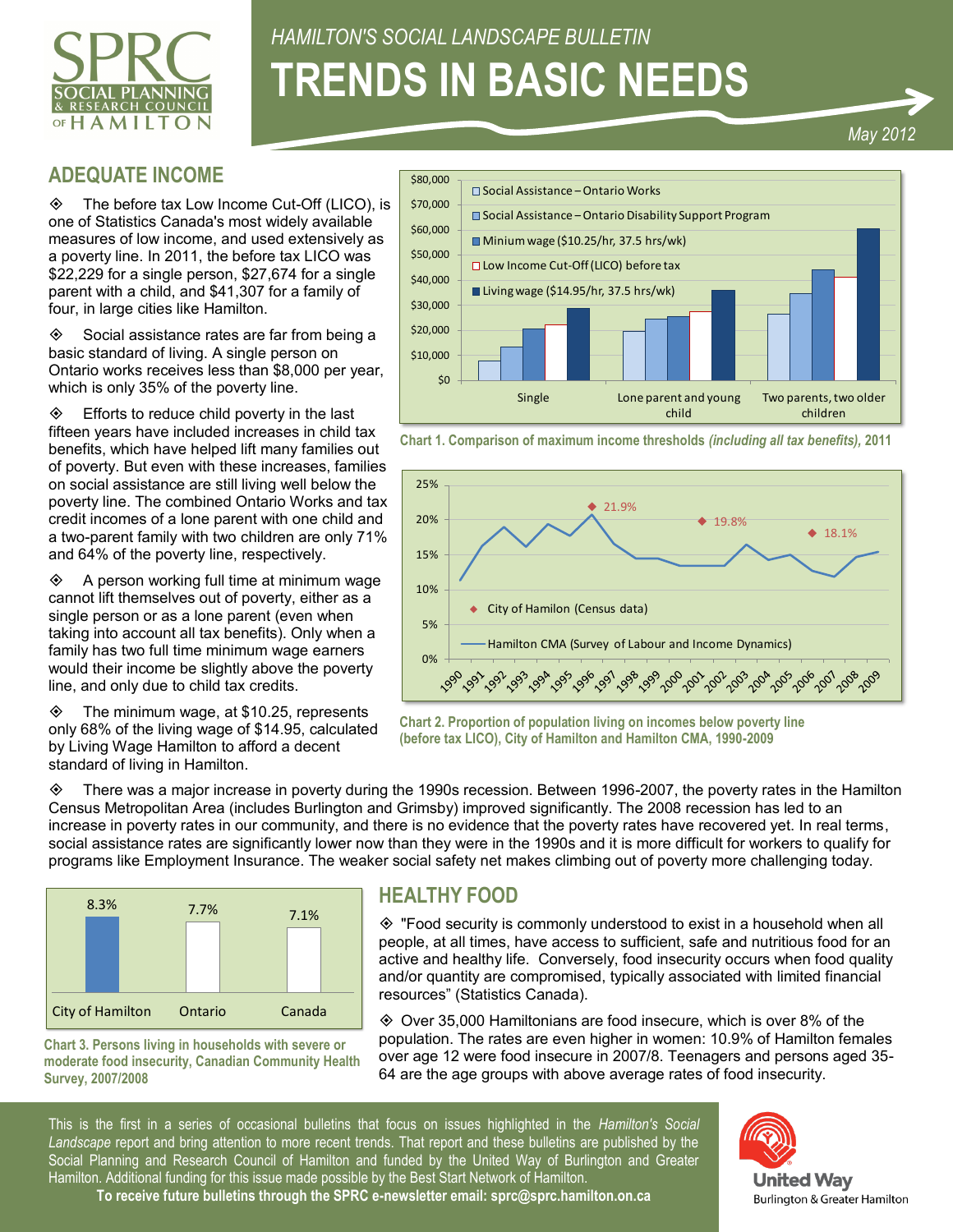# HAMILTON'S SOCIAL LANDSCAPE BULLETIN

# TRENDS IN BASIC NEEDS

May 2012

## ADEQUATE INCOME

- The before tax Low Income Cut-Off (LICO), is one of Statistics Canada's most widely available measures of low income, and used extensively as a poverty line. In 2011, the before tax LICO was $22,229 for a single person, $27,674 for a single parent with a child, and $41,307 for a family of four, in large cities like Hamilton.

- Social assistance rates are far from being a basic standard of living. A single person on Ontario works receives less than $8,000 per year, which is only 35% of the poverty line.

- Efforts to reduce child poverty in the last fifteen years have included increases in child tax benefits, which have helped lift many families out of poverty. But even with these increases, families on social assistance are still living well below the poverty line. The combined Ontario Works and tax credit incomes of a lone parent with one child and a two-parent family with two children are only 71% and 64% of the poverty line, respectively.

- A person working full time at minimum wage cannot lift themselves out of poverty, either as a single person or as a lone parent (even when taking into account all tax benefits). Only when a family has two full time minimum wage earners would their income be slightly above the poverty line, and only due to child tax credits.

- The minimum wage, at $10.25, represents only 68% of the living wage of $14.95, calculated by Living Wage Hamilton to afford a decent standard of living in Hamilton.

**Chart 1. Comparison of maximum income thresholds *(including all tax benefits)*, 2011**

**Chart 2. Proportion of population living on incomes below poverty line (before tax LICO), City of Hamilton and Hamilton CMA, 1990-2009**

- There was a major increase in poverty during the 1990s recession. Between 1996-2007, the poverty rates in the Hamilton Census Metropolitan Area (includes Burlington and Grimsby) improved significantly. The 2008 recession has led to an increase in poverty rates in our community, and there is no evidence that the poverty rates have recovered yet. In real terms, social assistance rates are significantly lower now than they were in the 1990s and it is more difficult for workers to qualify for programs like Employment Insurance. The weaker social safety net makes climbing out of poverty more challenging today.

**Chart 3. Persons living in households with severe or moderate food insecurity, Canadian Community Health Survey, 2007/2008**

## HEALTHY FOOD

- "Food security is commonly understood to exist in a household when all people, at all times, have access to sufficient, safe and nutritious food for an active and healthy life. Conversely, food insecurity occurs when food quality and/or quantity are compromised, typically associated with limited financial resources" (Statistics Canada).

- Over 35,000 Hamiltonians are food insecure, which is over 8% of the population. The rates are even higher in women: 10.9% of Hamilton females over age 12 were food insecure in 2007/8. Teenagers and persons aged 35-64 are the age groups with above average rates of food insecurity.

This is the first in a series of occasional bulletins that focus on issues highlighted in the *Hamilton's Social Landscape* report and bring attention to more recent trends. That report and these bulletins are published by the Social Planning and Research Council of Hamilton and funded by the United Way of Burlington and Greater Hamilton. Additional funding for this issue made possible by the Best Start Network of Hamilton.

**To receive future bulletins through the SPRC e-newsletter email: sprc@sprc.hamilton.on.ca**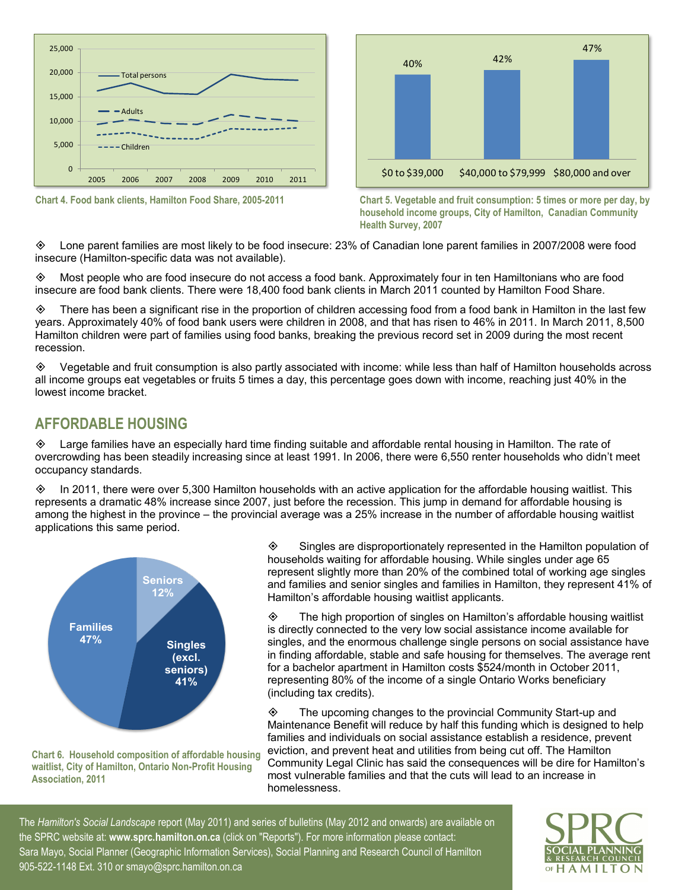25,000
20,000
15,000
10,000
5,000
0

Total persons
Adults
Children

2005 2006 2007 2008 2009 2010 2011

**Chart 4. Food bank clients, Hamilton Food Share, 2005-2011**

40%
42%
47%

$0 to $39,000
$40,000 to $79,999
$80,000 and over

**Chart 5. Vegetable and fruit consumption: 5 times or more per day, by household income groups, City of Hamilton, Canadian Community Health Survey, 2007**

- Lone parent families are most likely to be food insecure: 23% of Canadian lone parent families in 2007/2008 were food insecure (Hamilton-specific data was not available).

- Most people who are food insecure do not access a food bank. Approximately four in ten Hamiltonians who are food insecure are food bank clients. There were 18,400 food bank clients in March 2011 counted by Hamilton Food Share.

- There has been a significant rise in the proportion of children accessing food from a food bank in Hamilton in the last few years. Approximately 40% of food bank users were children in 2008, and that has risen to 46% in 2011. In March 2011, 8,500 Hamilton children were part of families using food banks, breaking the previous record set in 2009 during the most recent recession.

- Vegetable and fruit consumption is also partly associated with income: while less than half of Hamilton households across all income groups eat vegetables or fruits 5 times a day, this percentage goes down with income, reaching just 40% in the lowest income bracket.

## AFFORDABLE HOUSING

- Large families have an especially hard time finding suitable and affordable rental housing in Hamilton. The rate of overcrowding has been steadily increasing since at least 1991. In 2006, there were 6,550 renter households who didn't meet occupancy standards.

- In 2011, there were over 5,300 Hamilton households with an active application for the affordable housing waitlist. This represents a dramatic 48% increase since 2007, just before the recession. This jump in demand for affordable housing is among the highest in the province – the provincial average was a 25% increase in the number of affordable housing waitlist applications this same period.

Seniors 12%
Families 47%
Singles (excl. seniors) 41%

**Chart 6. Household composition of affordable housing waitlist, City of Hamilton, Ontario Non-Profit Housing Association, 2011**

- Singles are disproportionately represented in the Hamilton population of households waiting for affordable housing. While singles under age 65 represent slightly more than 20% of the combined total of working age singles and families and senior singles and families in Hamilton, they represent 41% of Hamilton's affordable housing waitlist applicants.

- The high proportion of singles on Hamilton's affordable housing waitlist is directly connected to the very low social assistance income available for singles, and the enormous challenge single persons on social assistance have in finding affordable, stable and safe housing for themselves. The average rent for a bachelor apartment in Hamilton costs $524/month in October 2011, representing 80% of the income of a single Ontario Works beneficiary (including tax credits).

- The upcoming changes to the provincial Community Start-up and Maintenance Benefit will reduce by half this funding which is designed to help families and individuals on social assistance establish a residence, prevent eviction, and prevent heat and utilities from being cut off. The Hamilton Community Legal Clinic has said the consequences will be dire for Hamilton's most vulnerable families and that the cuts will lead to an increase in homelessness.

The *Hamilton's Social Landscape* report (May 2011) and series of bulletins (May 2012 and onwards) are available on the SPRC website at: **www.sprc.hamilton.on.ca** (click on "Reports"). For more information please contact: Sara Mayo, Social Planner (Geographic Information Services), Social Planning and Research Council of Hamilton 905-522-1148 Ext. 310 or smayo@sprc.hamilton.on.ca

SPRC SOCIAL PLANNING & RESEARCH COUNCIL OF HAMILTON